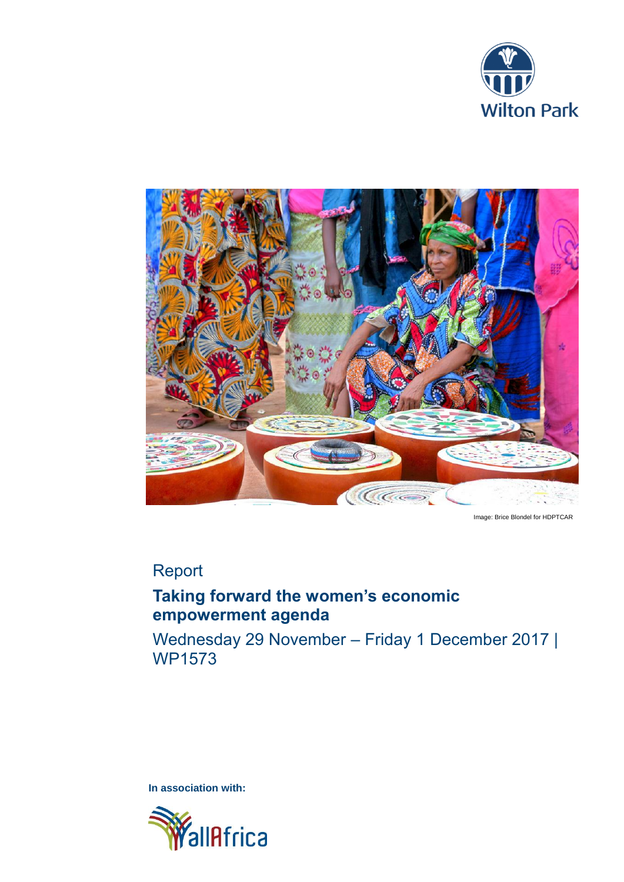Wilton Park

Image: Brice Blondel for HDPTCAR

Report

# Taking forward the women's economic empowerment agenda

Wednesday 29 November – Friday 1 December 2017 | WP1573

**In association with:**

allAfrica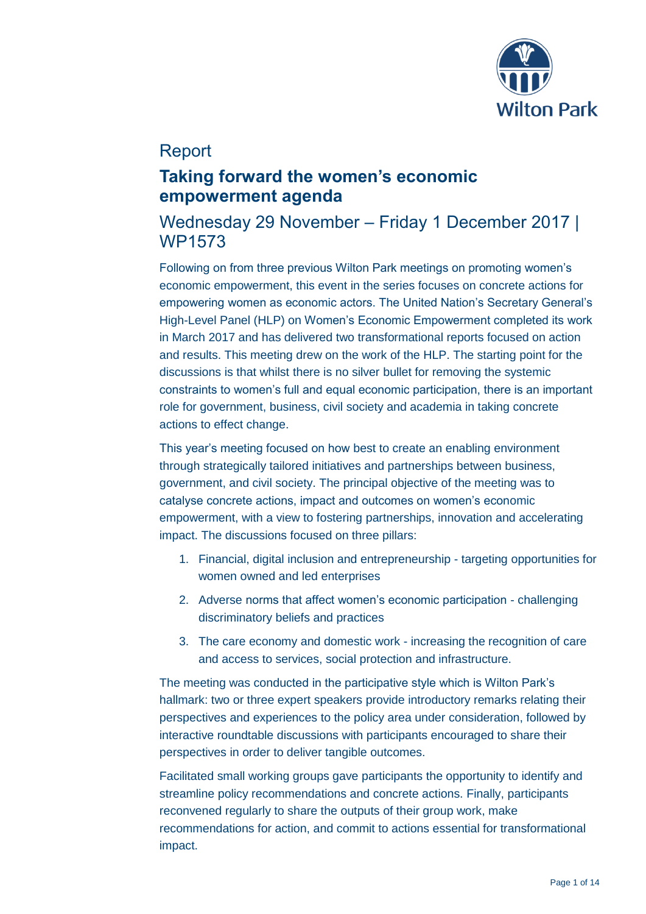Report

# Taking forward the women's economic empowerment agenda

## Wednesday 29 November – Friday 1 December 2017 | WP1573

Following on from three previous Wilton Park meetings on promoting women's economic empowerment, this event in the series focuses on concrete actions for empowering women as economic actors. The United Nation's Secretary General's High-Level Panel (HLP) on Women's Economic Empowerment completed its work in March 2017 and has delivered two transformational reports focused on action and results. This meeting drew on the work of the HLP. The starting point for the discussions is that whilst there is no silver bullet for removing the systemic constraints to women's full and equal economic participation, there is an important role for government, business, civil society and academia in taking concrete actions to effect change.

This year's meeting focused on how best to create an enabling environment through strategically tailored initiatives and partnerships between business, government, and civil society. The principal objective of the meeting was to catalyse concrete actions, impact and outcomes on women's economic empowerment, with a view to fostering partnerships, innovation and accelerating impact. The discussions focused on three pillars:

1. Financial, digital inclusion and entrepreneurship - targeting opportunities for women owned and led enterprises
2. Adverse norms that affect women's economic participation - challenging discriminatory beliefs and practices
3. The care economy and domestic work - increasing the recognition of care and access to services, social protection and infrastructure.

The meeting was conducted in the participative style which is Wilton Park's hallmark: two or three expert speakers provide introductory remarks relating their perspectives and experiences to the policy area under consideration, followed by interactive roundtable discussions with participants encouraged to share their perspectives in order to deliver tangible outcomes.

Facilitated small working groups gave participants the opportunity to identify and streamline policy recommendations and concrete actions. Finally, participants reconvened regularly to share the outputs of their group work, make recommendations for action, and commit to actions essential for transformational impact.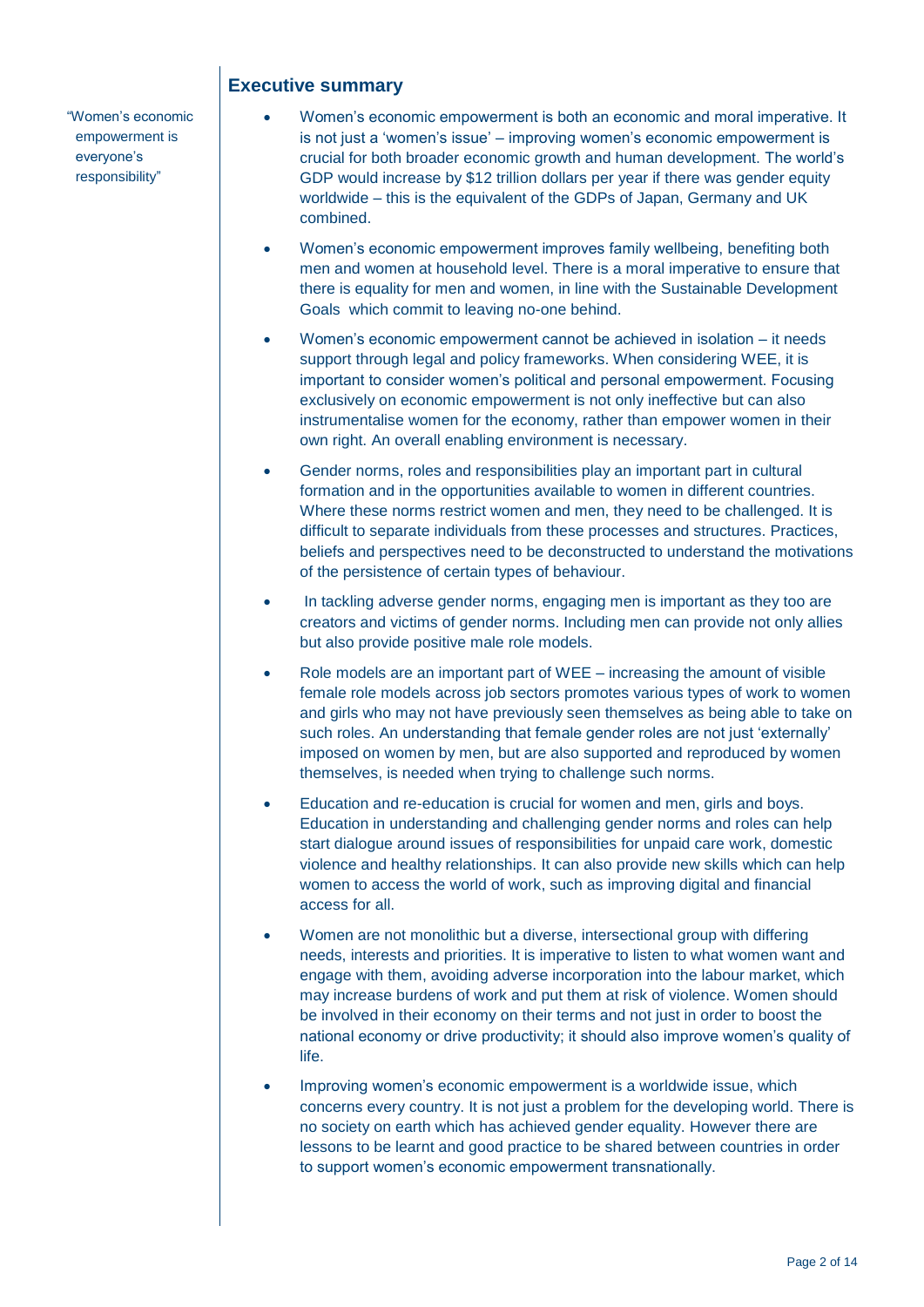## Executive summary

"Women's economic empowerment is everyone's responsibility"

- Women's economic empowerment is both an economic and moral imperative. It is not just a 'women's issue' – improving women's economic empowerment is crucial for both broader economic growth and human development. The world's GDP would increase by $12 trillion dollars per year if there was gender equity worldwide – this is the equivalent of the GDPs of Japan, Germany and UK combined.
- Women's economic empowerment improves family wellbeing, benefiting both men and women at household level. There is a moral imperative to ensure that there is equality for men and women, in line with the Sustainable Development Goals which commit to leaving no-one behind.
- Women's economic empowerment cannot be achieved in isolation – it needs support through legal and policy frameworks. When considering WEE, it is important to consider women's political and personal empowerment. Focusing exclusively on economic empowerment is not only ineffective but can also instrumentalise women for the economy, rather than empower women in their own right. An overall enabling environment is necessary.
- Gender norms, roles and responsibilities play an important part in cultural formation and in the opportunities available to women in different countries. Where these norms restrict women and men, they need to be challenged. It is difficult to separate individuals from these processes and structures. Practices, beliefs and perspectives need to be deconstructed to understand the motivations of the persistence of certain types of behaviour.
- In tackling adverse gender norms, engaging men is important as they too are creators and victims of gender norms. Including men can provide not only allies but also provide positive male role models.
- Role models are an important part of WEE – increasing the amount of visible female role models across job sectors promotes various types of work to women and girls who may not have previously seen themselves as being able to take on such roles. An understanding that female gender roles are not just 'externally' imposed on women by men, but are also supported and reproduced by women themselves, is needed when trying to challenge such norms.
- Education and re-education is crucial for women and men, girls and boys. Education in understanding and challenging gender norms and roles can help start dialogue around issues of responsibilities for unpaid care work, domestic violence and healthy relationships. It can also provide new skills which can help women to access the world of work, such as improving digital and financial access for all.
- Women are not monolithic but a diverse, intersectional group with differing needs, interests and priorities. It is imperative to listen to what women want and engage with them, avoiding adverse incorporation into the labour market, which may increase burdens of work and put them at risk of violence. Women should be involved in their economy on their terms and not just in order to boost the national economy or drive productivity; it should also improve women's quality of life.
- Improving women's economic empowerment is a worldwide issue, which concerns every country. It is not just a problem for the developing world. There is no society on earth which has achieved gender equality. However there are lessons to be learnt and good practice to be shared between countries in order to support women's economic empowerment transnationally.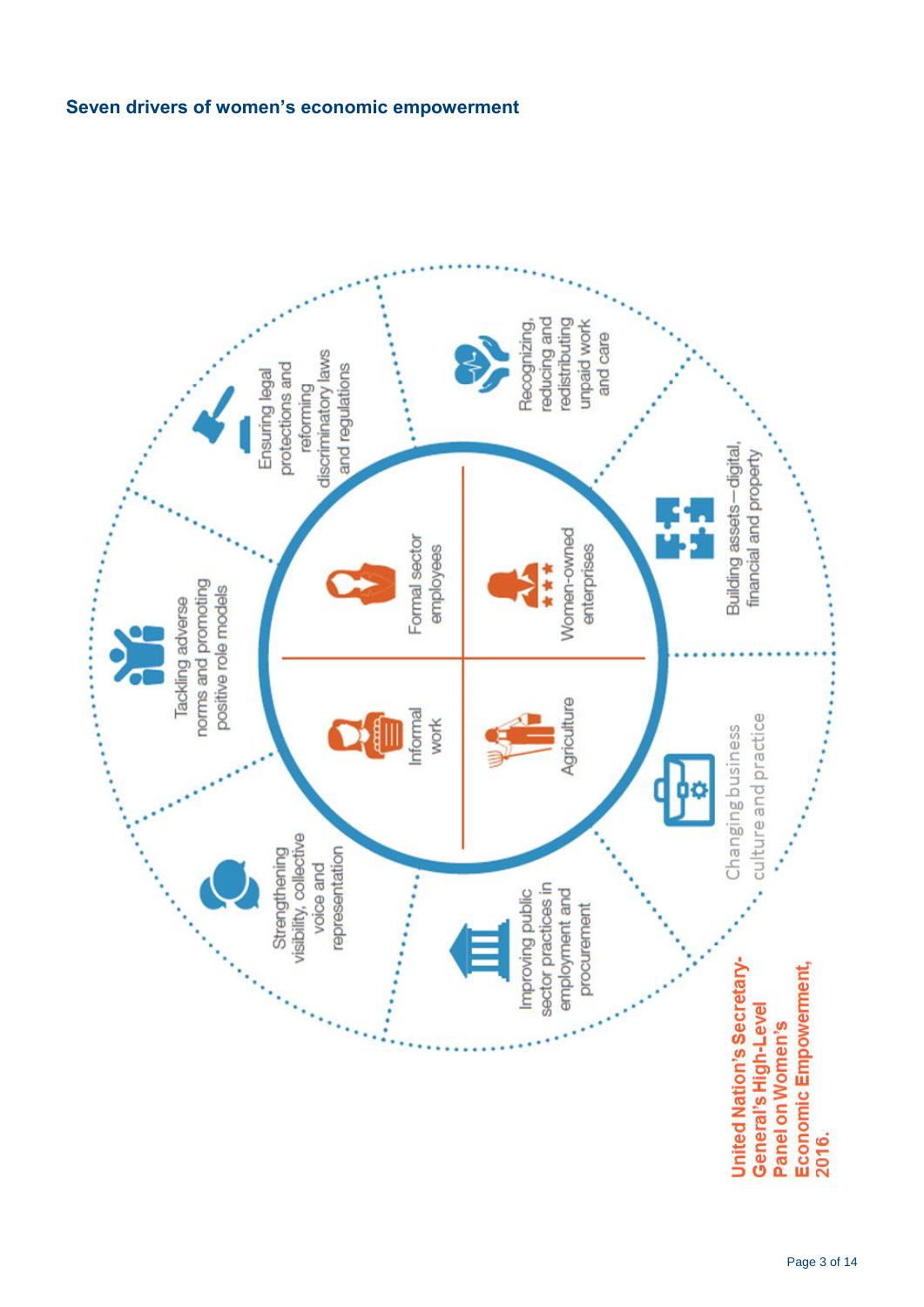### Seven drivers of women's economic empowerment

Tackling adverse norms and promoting positive role models

Ensuring legal protections and reforming discriminatory laws and regulations

Recognizing, reducing and redistributing unpaid work and care

Building assets—digital, financial and property

Changing business culture and practice

Improving public sector practices in employment and procurement

Strengthening visibility, collective voice and representation

Informal work

Formal sector employees

Agriculture

Women-owned enterprises

**United Nation's Secretary-General's High-Level Panel on Women's Economic Empowerment, 2016.**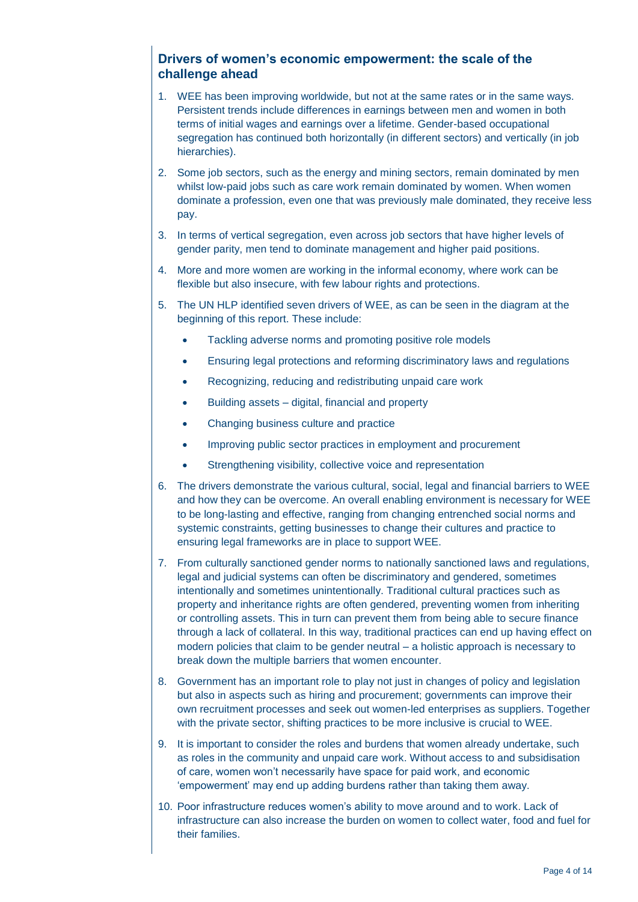## Drivers of women's economic empowerment: the scale of the challenge ahead

1. WEE has been improving worldwide, but not at the same rates or in the same ways. Persistent trends include differences in earnings between men and women in both terms of initial wages and earnings over a lifetime. Gender-based occupational segregation has continued both horizontally (in different sectors) and vertically (in job hierarchies).

2. Some job sectors, such as the energy and mining sectors, remain dominated by men whilst low-paid jobs such as care work remain dominated by women. When women dominate a profession, even one that was previously male dominated, they receive less pay.

3. In terms of vertical segregation, even across job sectors that have higher levels of gender parity, men tend to dominate management and higher paid positions.

4. More and more women are working in the informal economy, where work can be flexible but also insecure, with few labour rights and protections.

5. The UN HLP identified seven drivers of WEE, as can be seen in the diagram at the beginning of this report. These include:

    - Tackling adverse norms and promoting positive role models
    - Ensuring legal protections and reforming discriminatory laws and regulations
    - Recognizing, reducing and redistributing unpaid care work
    - Building assets – digital, financial and property
    - Changing business culture and practice
    - Improving public sector practices in employment and procurement
    - Strengthening visibility, collective voice and representation

6. The drivers demonstrate the various cultural, social, legal and financial barriers to WEE and how they can be overcome. An overall enabling environment is necessary for WEE to be long-lasting and effective, ranging from changing entrenched social norms and systemic constraints, getting businesses to change their cultures and practice to ensuring legal frameworks are in place to support WEE.

7. From culturally sanctioned gender norms to nationally sanctioned laws and regulations, legal and judicial systems can often be discriminatory and gendered, sometimes intentionally and sometimes unintentionally. Traditional cultural practices such as property and inheritance rights are often gendered, preventing women from inheriting or controlling assets. This in turn can prevent them from being able to secure finance through a lack of collateral. In this way, traditional practices can end up having effect on modern policies that claim to be gender neutral – a holistic approach is necessary to break down the multiple barriers that women encounter.

8. Government has an important role to play not just in changes of policy and legislation but also in aspects such as hiring and procurement; governments can improve their own recruitment processes and seek out women-led enterprises as suppliers. Together with the private sector, shifting practices to be more inclusive is crucial to WEE.

9. It is important to consider the roles and burdens that women already undertake, such as roles in the community and unpaid care work. Without access to and subsidisation of care, women won't necessarily have space for paid work, and economic 'empowerment' may end up adding burdens rather than taking them away.

10. Poor infrastructure reduces women's ability to move around and to work. Lack of infrastructure can also increase the burden on women to collect water, food and fuel for their families.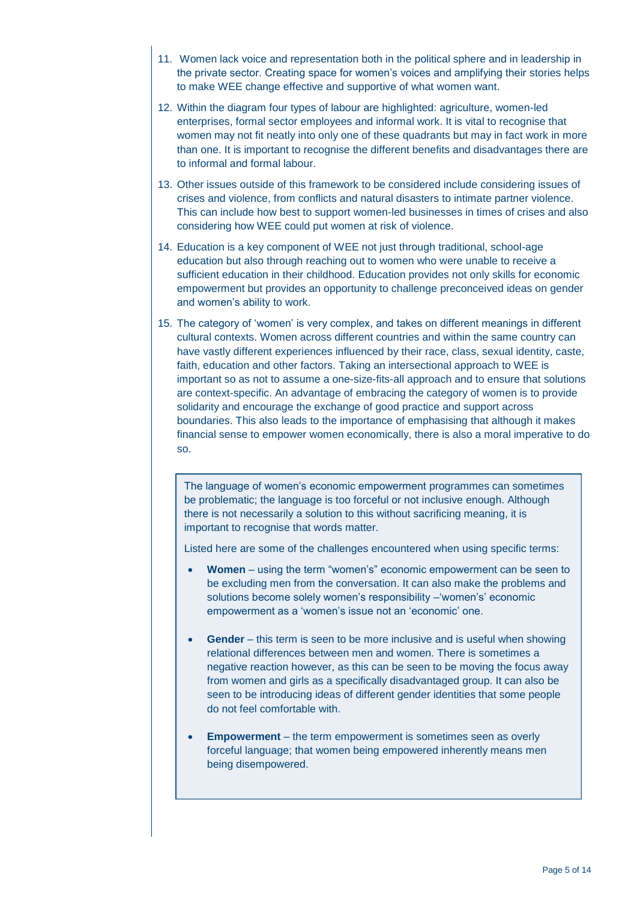11. Women lack voice and representation both in the political sphere and in leadership in the private sector. Creating space for women's voices and amplifying their stories helps to make WEE change effective and supportive of what women want.

12. Within the diagram four types of labour are highlighted: agriculture, women-led enterprises, formal sector employees and informal work. It is vital to recognise that women may not fit neatly into only one of these quadrants but may in fact work in more than one. It is important to recognise the different benefits and disadvantages there are to informal and formal labour.

13. Other issues outside of this framework to be considered include considering issues of crises and violence, from conflicts and natural disasters to intimate partner violence. This can include how best to support women-led businesses in times of crises and also considering how WEE could put women at risk of violence.

14. Education is a key component of WEE not just through traditional, school-age education but also through reaching out to women who were unable to receive a sufficient education in their childhood. Education provides not only skills for economic empowerment but provides an opportunity to challenge preconceived ideas on gender and women's ability to work.

15. The category of 'women' is very complex, and takes on different meanings in different cultural contexts. Women across different countries and within the same country can have vastly different experiences influenced by their race, class, sexual identity, caste, faith, education and other factors. Taking an intersectional approach to WEE is important so as not to assume a one-size-fits-all approach and to ensure that solutions are context-specific. An advantage of embracing the category of women is to provide solidarity and encourage the exchange of good practice and support across boundaries. This also leads to the importance of emphasising that although it makes financial sense to empower women economically, there is also a moral imperative to do so.

> The language of women's economic empowerment programmes can sometimes be problematic; the language is too forceful or not inclusive enough. Although there is not necessarily a solution to this without sacrificing meaning, it is important to recognise that words matter.
>
> Listed here are some of the challenges encountered when using specific terms:
>
> - **Women** – using the term "women's" economic empowerment can be seen to be excluding men from the conversation. It can also make the problems and solutions become solely women's responsibility –'women's' economic empowerment as a 'women's issue not an 'economic' one.
>
> - **Gender** – this term is seen to be more inclusive and is useful when showing relational differences between men and women. There is sometimes a negative reaction however, as this can be seen to be moving the focus away from women and girls as a specifically disadvantaged group. It can also be seen to be introducing ideas of different gender identities that some people do not feel comfortable with.
>
> - **Empowerment** – the term empowerment is sometimes seen as overly forceful language; that women being empowered inherently means men being disempowered.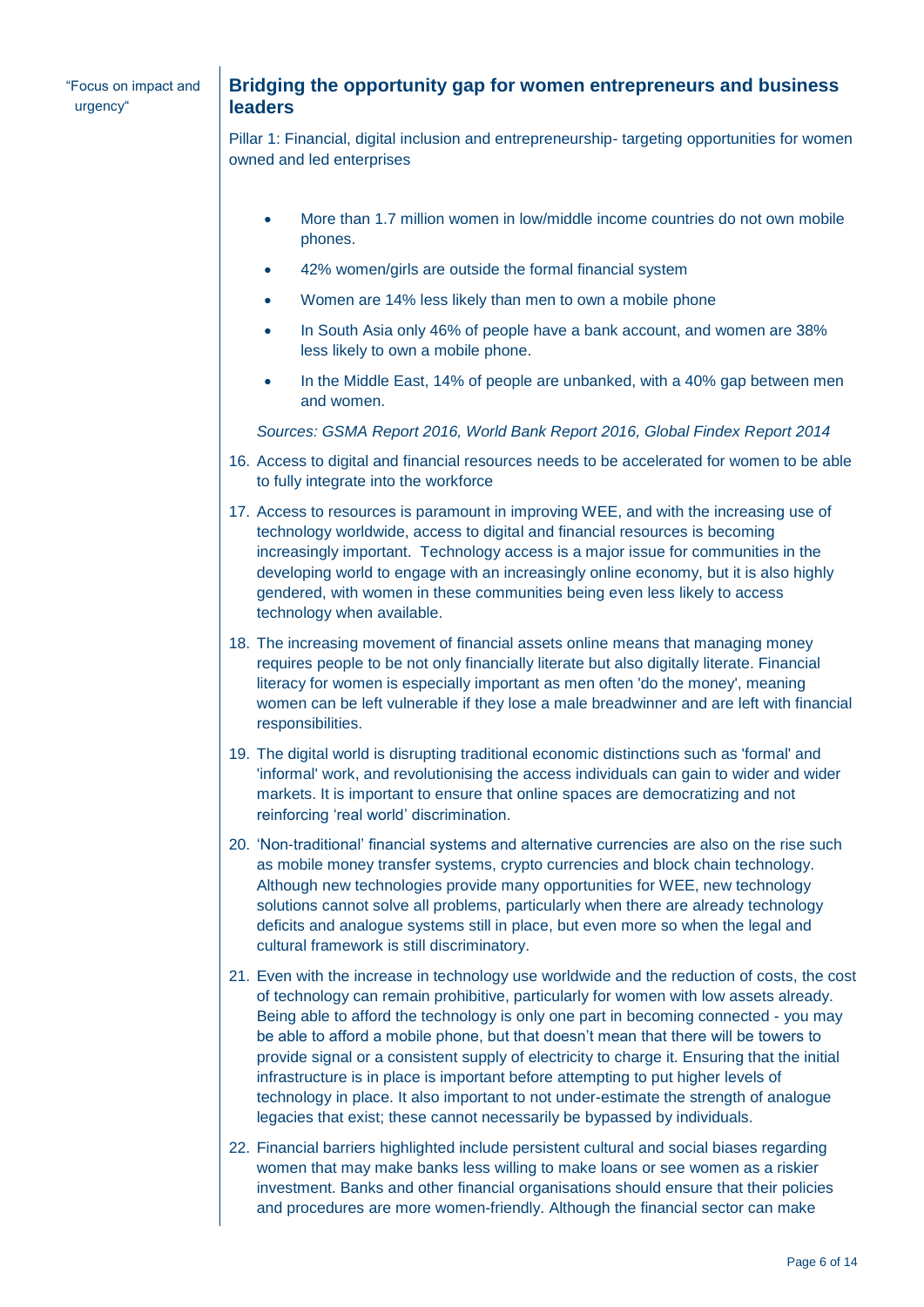"Focus on impact and urgency"

## Bridging the opportunity gap for women entrepreneurs and business leaders

Pillar 1: Financial, digital inclusion and entrepreneurship- targeting opportunities for women owned and led enterprises

- More than 1.7 million women in low/middle income countries do not own mobile phones.
- 42% women/girls are outside the formal financial system
- Women are 14% less likely than men to own a mobile phone
- In South Asia only 46% of people have a bank account, and women are 38% less likely to own a mobile phone.
- In the Middle East, 14% of people are unbanked, with a 40% gap between men and women.

*Sources: GSMA Report 2016, World Bank Report 2016, Global Findex Report 2014*

16. Access to digital and financial resources needs to be accelerated for women to be able to fully integrate into the workforce
17. Access to resources is paramount in improving WEE, and with the increasing use of technology worldwide, access to digital and financial resources is becoming increasingly important. Technology access is a major issue for communities in the developing world to engage with an increasingly online economy, but it is also highly gendered, with women in these communities being even less likely to access technology when available.
18. The increasing movement of financial assets online means that managing money requires people to be not only financially literate but also digitally literate. Financial literacy for women is especially important as men often 'do the money', meaning women can be left vulnerable if they lose a male breadwinner and are left with financial responsibilities.
19. The digital world is disrupting traditional economic distinctions such as 'formal' and 'informal' work, and revolutionising the access individuals can gain to wider and wider markets. It is important to ensure that online spaces are democratizing and not reinforcing 'real world' discrimination.
20. 'Non-traditional' financial systems and alternative currencies are also on the rise such as mobile money transfer systems, crypto currencies and block chain technology. Although new technologies provide many opportunities for WEE, new technology solutions cannot solve all problems, particularly when there are already technology deficits and analogue systems still in place, but even more so when the legal and cultural framework is still discriminatory.
21. Even with the increase in technology use worldwide and the reduction of costs, the cost of technology can remain prohibitive, particularly for women with low assets already. Being able to afford the technology is only one part in becoming connected - you may be able to afford a mobile phone, but that doesn't mean that there will be towers to provide signal or a consistent supply of electricity to charge it. Ensuring that the initial infrastructure is in place is important before attempting to put higher levels of technology in place. It also important to not under-estimate the strength of analogue legacies that exist; these cannot necessarily be bypassed by individuals.
22. Financial barriers highlighted include persistent cultural and social biases regarding women that may make banks less willing to make loans or see women as a riskier investment. Banks and other financial organisations should ensure that their policies and procedures are more women-friendly. Although the financial sector can make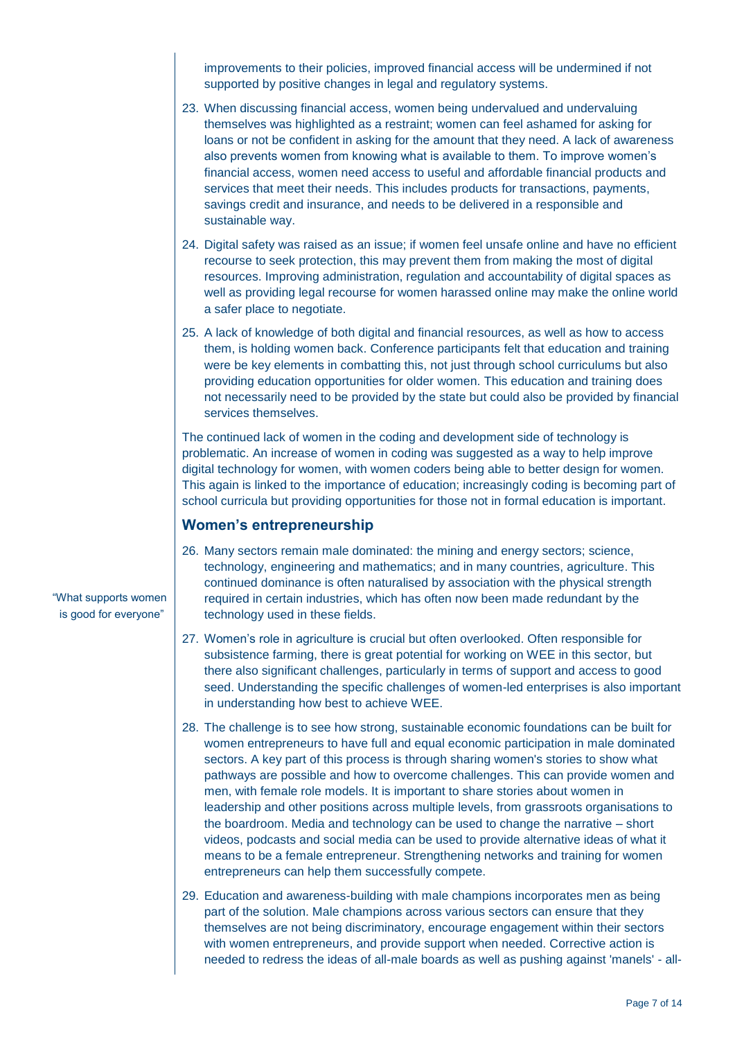improvements to their policies, improved financial access will be undermined if not supported by positive changes in legal and regulatory systems.

23. When discussing financial access, women being undervalued and undervaluing themselves was highlighted as a restraint; women can feel ashamed for asking for loans or not be confident in asking for the amount that they need. A lack of awareness also prevents women from knowing what is available to them. To improve women's financial access, women need access to useful and affordable financial products and services that meet their needs. This includes products for transactions, payments, savings credit and insurance, and needs to be delivered in a responsible and sustainable way.

24. Digital safety was raised as an issue; if women feel unsafe online and have no efficient recourse to seek protection, this may prevent them from making the most of digital resources. Improving administration, regulation and accountability of digital spaces as well as providing legal recourse for women harassed online may make the online world a safer place to negotiate.

25. A lack of knowledge of both digital and financial resources, as well as how to access them, is holding women back. Conference participants felt that education and training were be key elements in combatting this, not just through school curriculums but also providing education opportunities for older women. This education and training does not necessarily need to be provided by the state but could also be provided by financial services themselves.

The continued lack of women in the coding and development side of technology is problematic. An increase of women in coding was suggested as a way to help improve digital technology for women, with women coders being able to better design for women. This again is linked to the importance of education; increasingly coding is becoming part of school curricula but providing opportunities for those not in formal education is important.

## Women's entrepreneurship

"What supports women is good for everyone"

26. Many sectors remain male dominated: the mining and energy sectors; science, technology, engineering and mathematics; and in many countries, agriculture. This continued dominance is often naturalised by association with the physical strength required in certain industries, which has often now been made redundant by the technology used in these fields.

27. Women's role in agriculture is crucial but often overlooked. Often responsible for subsistence farming, there is great potential for working on WEE in this sector, but there also significant challenges, particularly in terms of support and access to good seed. Understanding the specific challenges of women-led enterprises is also important in understanding how best to achieve WEE.

28. The challenge is to see how strong, sustainable economic foundations can be built for women entrepreneurs to have full and equal economic participation in male dominated sectors. A key part of this process is through sharing women's stories to show what pathways are possible and how to overcome challenges. This can provide women and men, with female role models. It is important to share stories about women in leadership and other positions across multiple levels, from grassroots organisations to the boardroom. Media and technology can be used to change the narrative – short videos, podcasts and social media can be used to provide alternative ideas of what it means to be a female entrepreneur. Strengthening networks and training for women entrepreneurs can help them successfully compete.

29. Education and awareness-building with male champions incorporates men as being part of the solution. Male champions across various sectors can ensure that they themselves are not being discriminatory, encourage engagement within their sectors with women entrepreneurs, and provide support when needed. Corrective action is needed to redress the ideas of all-male boards as well as pushing against 'manels' - all-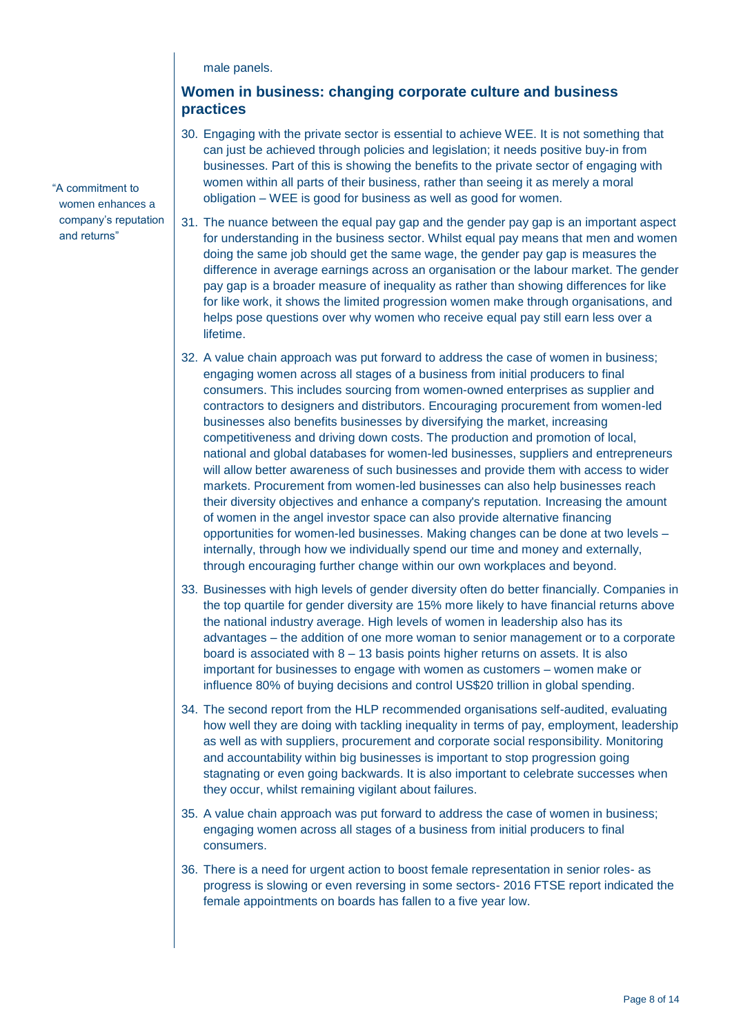male panels.

## Women in business: changing corporate culture and business practices

> "A commitment to women enhances a company's reputation and returns"

30. Engaging with the private sector is essential to achieve WEE. It is not something that can just be achieved through policies and legislation; it needs positive buy-in from businesses. Part of this is showing the benefits to the private sector of engaging with women within all parts of their business, rather than seeing it as merely a moral obligation – WEE is good for business as well as good for women.

31. The nuance between the equal pay gap and the gender pay gap is an important aspect for understanding in the business sector. Whilst equal pay means that men and women doing the same job should get the same wage, the gender pay gap is measures the difference in average earnings across an organisation or the labour market. The gender pay gap is a broader measure of inequality as rather than showing differences for like for like work, it shows the limited progression women make through organisations, and helps pose questions over why women who receive equal pay still earn less over a lifetime.

32. A value chain approach was put forward to address the case of women in business; engaging women across all stages of a business from initial producers to final consumers. This includes sourcing from women-owned enterprises as supplier and contractors to designers and distributors. Encouraging procurement from women-led businesses also benefits businesses by diversifying the market, increasing competitiveness and driving down costs. The production and promotion of local, national and global databases for women-led businesses, suppliers and entrepreneurs will allow better awareness of such businesses and provide them with access to wider markets. Procurement from women-led businesses can also help businesses reach their diversity objectives and enhance a company's reputation. Increasing the amount of women in the angel investor space can also provide alternative financing opportunities for women-led businesses. Making changes can be done at two levels – internally, through how we individually spend our time and money and externally, through encouraging further change within our own workplaces and beyond.

33. Businesses with high levels of gender diversity often do better financially. Companies in the top quartile for gender diversity are 15% more likely to have financial returns above the national industry average. High levels of women in leadership also has its advantages – the addition of one more woman to senior management or to a corporate board is associated with 8 – 13 basis points higher returns on assets. It is also important for businesses to engage with women as customers – women make or influence 80% of buying decisions and control US$20 trillion in global spending.

34. The second report from the HLP recommended organisations self-audited, evaluating how well they are doing with tackling inequality in terms of pay, employment, leadership as well as with suppliers, procurement and corporate social responsibility. Monitoring and accountability within big businesses is important to stop progression going stagnating or even going backwards. It is also important to celebrate successes when they occur, whilst remaining vigilant about failures.

35. A value chain approach was put forward to address the case of women in business; engaging women across all stages of a business from initial producers to final consumers.

36. There is a need for urgent action to boost female representation in senior roles- as progress is slowing or even reversing in some sectors- 2016 FTSE report indicated the female appointments on boards has fallen to a five year low.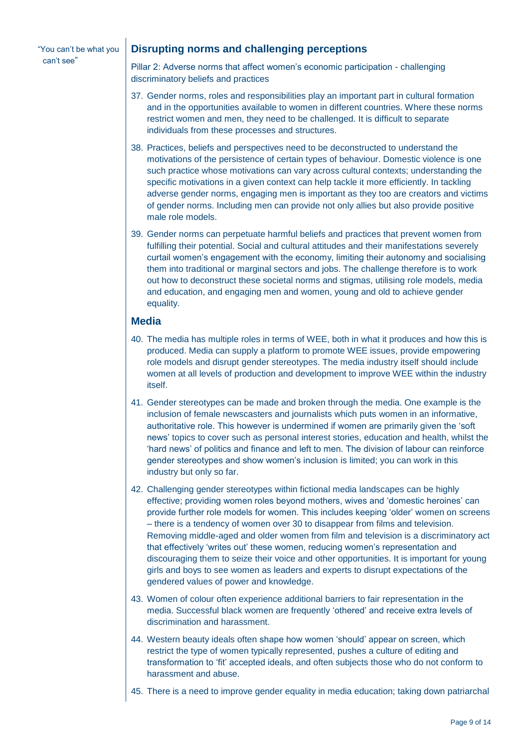"You can't be what you can't see"

## Disrupting norms and challenging perceptions

Pillar 2: Adverse norms that affect women's economic participation - challenging discriminatory beliefs and practices

37. Gender norms, roles and responsibilities play an important part in cultural formation and in the opportunities available to women in different countries. Where these norms restrict women and men, they need to be challenged. It is difficult to separate individuals from these processes and structures.

38. Practices, beliefs and perspectives need to be deconstructed to understand the motivations of the persistence of certain types of behaviour. Domestic violence is one such practice whose motivations can vary across cultural contexts; understanding the specific motivations in a given context can help tackle it more efficiently. In tackling adverse gender norms, engaging men is important as they too are creators and victims of gender norms. Including men can provide not only allies but also provide positive male role models.

39. Gender norms can perpetuate harmful beliefs and practices that prevent women from fulfilling their potential. Social and cultural attitudes and their manifestations severely curtail women's engagement with the economy, limiting their autonomy and socialising them into traditional or marginal sectors and jobs. The challenge therefore is to work out how to deconstruct these societal norms and stigmas, utilising role models, media and education, and engaging men and women, young and old to achieve gender equality.

### Media

40. The media has multiple roles in terms of WEE, both in what it produces and how this is produced. Media can supply a platform to promote WEE issues, provide empowering role models and disrupt gender stereotypes. The media industry itself should include women at all levels of production and development to improve WEE within the industry itself.

41. Gender stereotypes can be made and broken through the media. One example is the inclusion of female newscasters and journalists which puts women in an informative, authoritative role. This however is undermined if women are primarily given the 'soft news' topics to cover such as personal interest stories, education and health, whilst the 'hard news' of politics and finance and left to men. The division of labour can reinforce gender stereotypes and show women's inclusion is limited; you can work in this industry but only so far.

42. Challenging gender stereotypes within fictional media landscapes can be highly effective; providing women roles beyond mothers, wives and 'domestic heroines' can provide further role models for women. This includes keeping 'older' women on screens – there is a tendency of women over 30 to disappear from films and television. Removing middle-aged and older women from film and television is a discriminatory act that effectively 'writes out' these women, reducing women's representation and discouraging them to seize their voice and other opportunities. It is important for young girls and boys to see women as leaders and experts to disrupt expectations of the gendered values of power and knowledge.

43. Women of colour often experience additional barriers to fair representation in the media. Successful black women are frequently 'othered' and receive extra levels of discrimination and harassment.

44. Western beauty ideals often shape how women 'should' appear on screen, which restrict the type of women typically represented, pushes a culture of editing and transformation to 'fit' accepted ideals, and often subjects those who do not conform to harassment and abuse.

45. There is a need to improve gender equality in media education; taking down patriarchal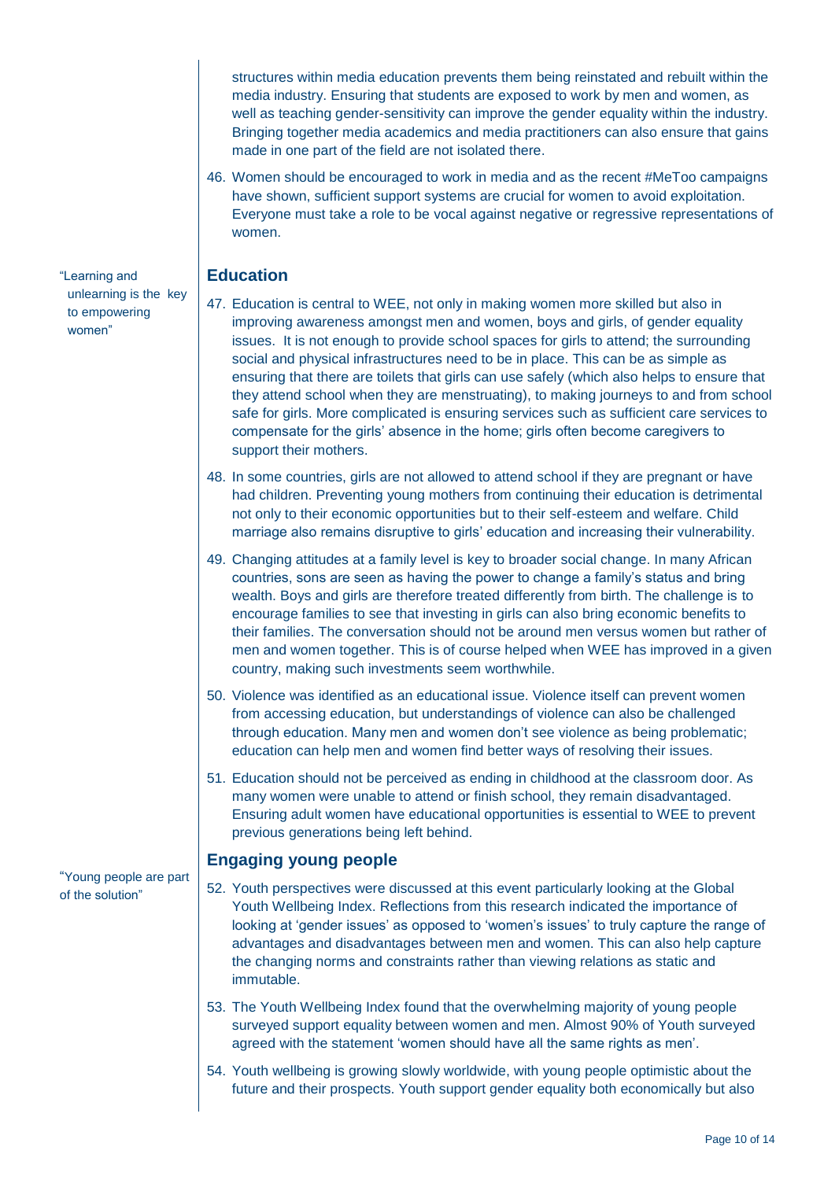structures within media education prevents them being reinstated and rebuilt within the media industry. Ensuring that students are exposed to work by men and women, as well as teaching gender-sensitivity can improve the gender equality within the industry. Bringing together media academics and media practitioners can also ensure that gains made in one part of the field are not isolated there.

46. Women should be encouraged to work in media and as the recent #MeToo campaigns have shown, sufficient support systems are crucial for women to avoid exploitation. Everyone must take a role to be vocal against negative or regressive representations of women.

## Education

> "Learning and unlearning is the key to empowering women"

47. Education is central to WEE, not only in making women more skilled but also in improving awareness amongst men and women, boys and girls, of gender equality issues. It is not enough to provide school spaces for girls to attend; the surrounding social and physical infrastructures need to be in place. This can be as simple as ensuring that there are toilets that girls can use safely (which also helps to ensure that they attend school when they are menstruating), to making journeys to and from school safe for girls. More complicated is ensuring services such as sufficient care services to compensate for the girls' absence in the home; girls often become caregivers to support their mothers.

48. In some countries, girls are not allowed to attend school if they are pregnant or have had children. Preventing young mothers from continuing their education is detrimental not only to their economic opportunities but to their self-esteem and welfare. Child marriage also remains disruptive to girls' education and increasing their vulnerability.

49. Changing attitudes at a family level is key to broader social change. In many African countries, sons are seen as having the power to change a family's status and bring wealth. Boys and girls are therefore treated differently from birth. The challenge is to encourage families to see that investing in girls can also bring economic benefits to their families. The conversation should not be around men versus women but rather of men and women together. This is of course helped when WEE has improved in a given country, making such investments seem worthwhile.

50. Violence was identified as an educational issue. Violence itself can prevent women from accessing education, but understandings of violence can also be challenged through education. Many men and women don't see violence as being problematic; education can help men and women find better ways of resolving their issues.

51. Education should not be perceived as ending in childhood at the classroom door. As many women were unable to attend or finish school, they remain disadvantaged. Ensuring adult women have educational opportunities is essential to WEE to prevent previous generations being left behind.

## Engaging young people

> "Young people are part of the solution"

52. Youth perspectives were discussed at this event particularly looking at the Global Youth Wellbeing Index. Reflections from this research indicated the importance of looking at 'gender issues' as opposed to 'women's issues' to truly capture the range of advantages and disadvantages between men and women. This can also help capture the changing norms and constraints rather than viewing relations as static and immutable.

53. The Youth Wellbeing Index found that the overwhelming majority of young people surveyed support equality between women and men. Almost 90% of Youth surveyed agreed with the statement 'women should have all the same rights as men'.

54. Youth wellbeing is growing slowly worldwide, with young people optimistic about the future and their prospects. Youth support gender equality both economically but also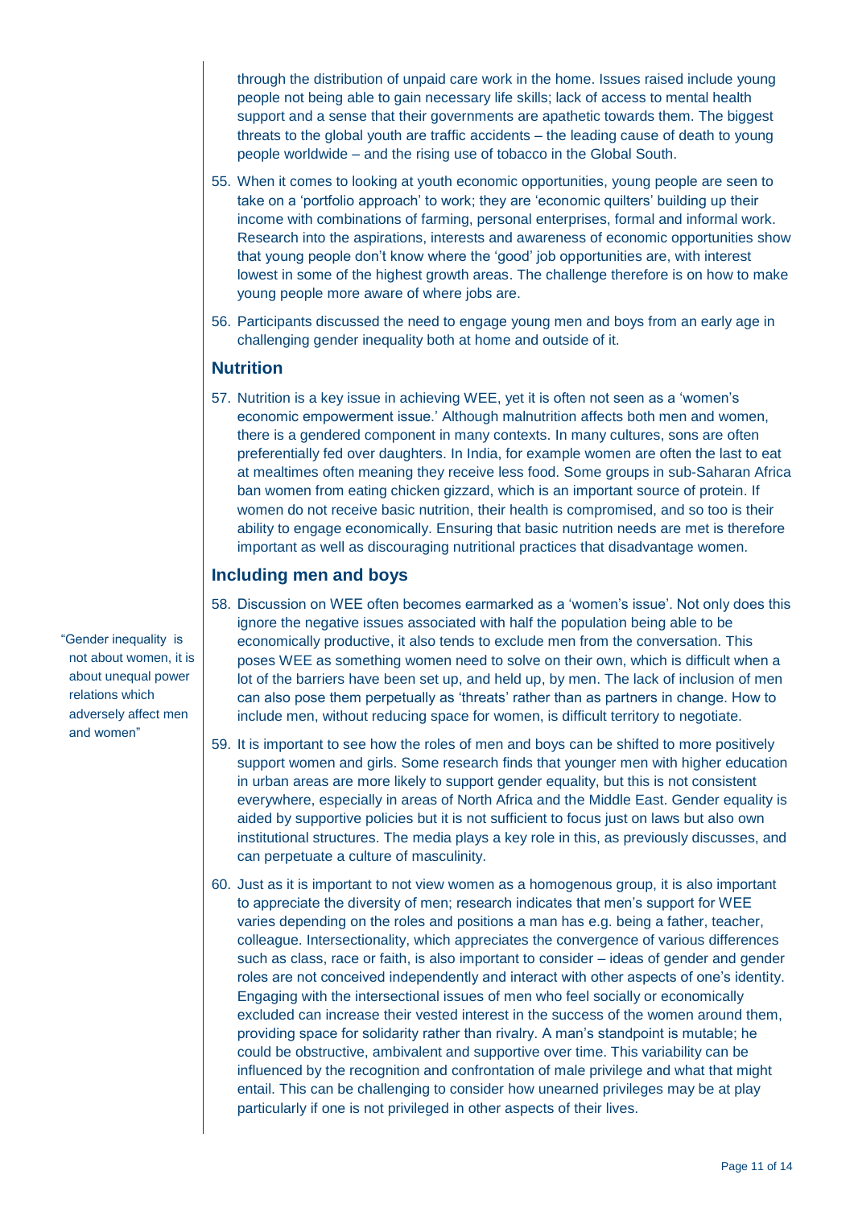through the distribution of unpaid care work in the home. Issues raised include young people not being able to gain necessary life skills; lack of access to mental health support and a sense that their governments are apathetic towards them. The biggest threats to the global youth are traffic accidents – the leading cause of death to young people worldwide – and the rising use of tobacco in the Global South.

55. When it comes to looking at youth economic opportunities, young people are seen to take on a 'portfolio approach' to work; they are 'economic quilters' building up their income with combinations of farming, personal enterprises, formal and informal work. Research into the aspirations, interests and awareness of economic opportunities show that young people don't know where the 'good' job opportunities are, with interest lowest in some of the highest growth areas. The challenge therefore is on how to make young people more aware of where jobs are.

56. Participants discussed the need to engage young men and boys from an early age in challenging gender inequality both at home and outside of it.

## Nutrition

57. Nutrition is a key issue in achieving WEE, yet it is often not seen as a 'women's economic empowerment issue.' Although malnutrition affects both men and women, there is a gendered component in many contexts. In many cultures, sons are often preferentially fed over daughters. In India, for example women are often the last to eat at mealtimes often meaning they receive less food. Some groups in sub-Saharan Africa ban women from eating chicken gizzard, which is an important source of protein. If women do not receive basic nutrition, their health is compromised, and so too is their ability to engage economically. Ensuring that basic nutrition needs are met is therefore important as well as discouraging nutritional practices that disadvantage women.

## Including men and boys

> "Gender inequality is not about women, it is about unequal power relations which adversely affect men and women"

58. Discussion on WEE often becomes earmarked as a 'women's issue'. Not only does this ignore the negative issues associated with half the population being able to be economically productive, it also tends to exclude men from the conversation. This poses WEE as something women need to solve on their own, which is difficult when a lot of the barriers have been set up, and held up, by men. The lack of inclusion of men can also pose them perpetually as 'threats' rather than as partners in change. How to include men, without reducing space for women, is difficult territory to negotiate.

59. It is important to see how the roles of men and boys can be shifted to more positively support women and girls. Some research finds that younger men with higher education in urban areas are more likely to support gender equality, but this is not consistent everywhere, especially in areas of North Africa and the Middle East. Gender equality is aided by supportive policies but it is not sufficient to focus just on laws but also own institutional structures. The media plays a key role in this, as previously discusses, and can perpetuate a culture of masculinity.

60. Just as it is important to not view women as a homogenous group, it is also important to appreciate the diversity of men; research indicates that men's support for WEE varies depending on the roles and positions a man has e.g. being a father, teacher, colleague. Intersectionality, which appreciates the convergence of various differences such as class, race or faith, is also important to consider – ideas of gender and gender roles are not conceived independently and interact with other aspects of one's identity. Engaging with the intersectional issues of men who feel socially or economically excluded can increase their vested interest in the success of the women around them, providing space for solidarity rather than rivalry. A man's standpoint is mutable; he could be obstructive, ambivalent and supportive over time. This variability can be influenced by the recognition and confrontation of male privilege and what that might entail. This can be challenging to consider how unearned privileges may be at play particularly if one is not privileged in other aspects of their lives.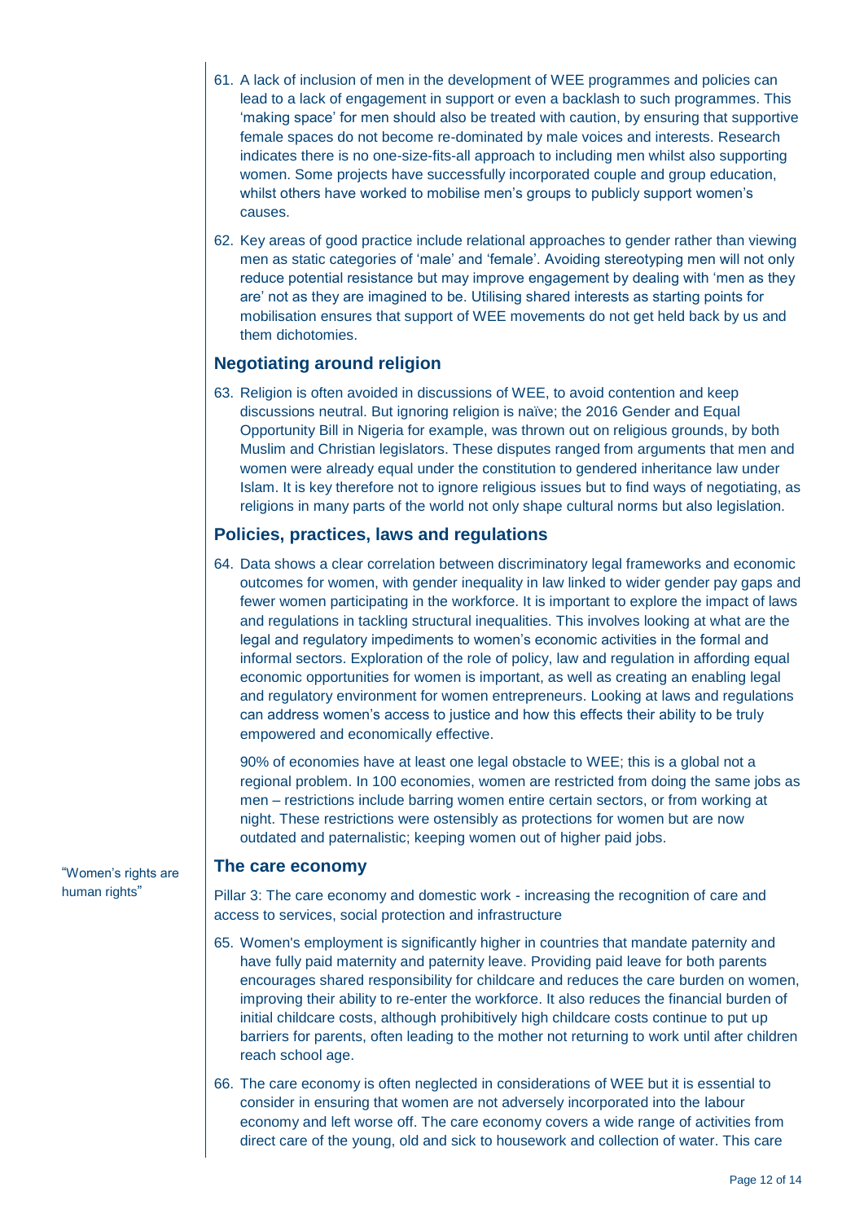61. A lack of inclusion of men in the development of WEE programmes and policies can lead to a lack of engagement in support or even a backlash to such programmes. This 'making space' for men should also be treated with caution, by ensuring that supportive female spaces do not become re-dominated by male voices and interests. Research indicates there is no one-size-fits-all approach to including men whilst also supporting women. Some projects have successfully incorporated couple and group education, whilst others have worked to mobilise men's groups to publicly support women's causes.

62. Key areas of good practice include relational approaches to gender rather than viewing men as static categories of 'male' and 'female'. Avoiding stereotyping men will not only reduce potential resistance but may improve engagement by dealing with 'men as they are' not as they are imagined to be. Utilising shared interests as starting points for mobilisation ensures that support of WEE movements do not get held back by us and them dichotomies.

### Negotiating around religion

63. Religion is often avoided in discussions of WEE, to avoid contention and keep discussions neutral. But ignoring religion is naïve; the 2016 Gender and Equal Opportunity Bill in Nigeria for example, was thrown out on religious grounds, by both Muslim and Christian legislators. These disputes ranged from arguments that men and women were already equal under the constitution to gendered inheritance law under Islam. It is key therefore not to ignore religious issues but to find ways of negotiating, as religions in many parts of the world not only shape cultural norms but also legislation.

### Policies, practices, laws and regulations

64. Data shows a clear correlation between discriminatory legal frameworks and economic outcomes for women, with gender inequality in law linked to wider gender pay gaps and fewer women participating in the workforce. It is important to explore the impact of laws and regulations in tackling structural inequalities. This involves looking at what are the legal and regulatory impediments to women's economic activities in the formal and informal sectors. Exploration of the role of policy, law and regulation in affording equal economic opportunities for women is important, as well as creating an enabling legal and regulatory environment for women entrepreneurs. Looking at laws and regulations can address women's access to justice and how this effects their ability to be truly empowered and economically effective.

    90% of economies have at least one legal obstacle to WEE; this is a global not a regional problem. In 100 economies, women are restricted from doing the same jobs as men – restrictions include barring women entire certain sectors, or from working at night. These restrictions were ostensibly as protections for women but are now outdated and paternalistic; keeping women out of higher paid jobs.

"Women's rights are human rights"

### The care economy

Pillar 3: The care economy and domestic work - increasing the recognition of care and access to services, social protection and infrastructure

65. Women's employment is significantly higher in countries that mandate paternity and have fully paid maternity and paternity leave. Providing paid leave for both parents encourages shared responsibility for childcare and reduces the care burden on women, improving their ability to re-enter the workforce. It also reduces the financial burden of initial childcare costs, although prohibitively high childcare costs continue to put up barriers for parents, often leading to the mother not returning to work until after children reach school age.

66. The care economy is often neglected in considerations of WEE but it is essential to consider in ensuring that women are not adversely incorporated into the labour economy and left worse off. The care economy covers a wide range of activities from direct care of the young, old and sick to housework and collection of water. This care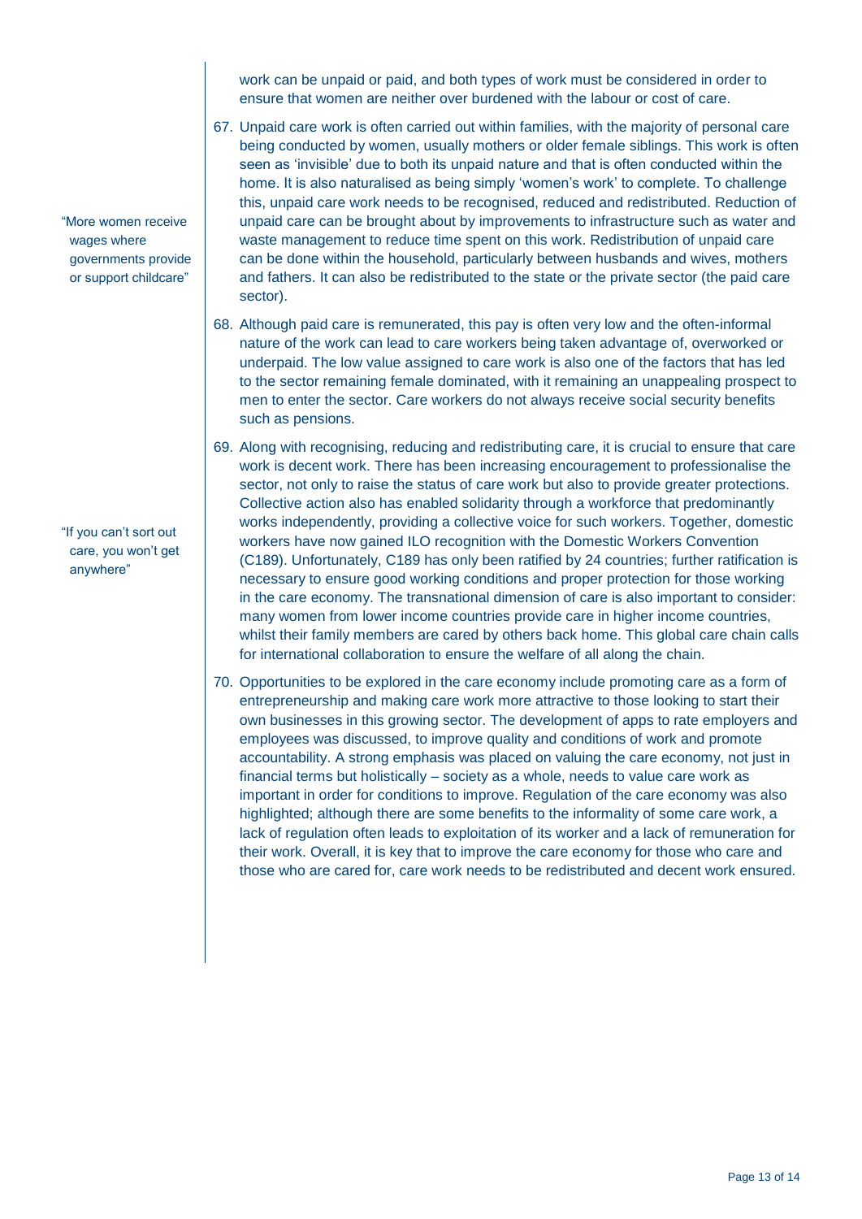work can be unpaid or paid, and both types of work must be considered in order to ensure that women are neither over burdened with the labour or cost of care.

67. Unpaid care work is often carried out within families, with the majority of personal care being conducted by women, usually mothers or older female siblings. This work is often seen as 'invisible' due to both its unpaid nature and that is often conducted within the home. It is also naturalised as being simply 'women's work' to complete. To challenge this, unpaid care work needs to be recognised, reduced and redistributed. Reduction of unpaid care can be brought about by improvements to infrastructure such as water and waste management to reduce time spent on this work. Redistribution of unpaid care can be done within the household, particularly between husbands and wives, mothers and fathers. It can also be redistributed to the state or the private sector (the paid care sector).

> "More women receive wages where governments provide or support childcare"

68. Although paid care is remunerated, this pay is often very low and the often-informal nature of the work can lead to care workers being taken advantage of, overworked or underpaid. The low value assigned to care work is also one of the factors that has led to the sector remaining female dominated, with it remaining an unappealing prospect to men to enter the sector. Care workers do not always receive social security benefits such as pensions.

69. Along with recognising, reducing and redistributing care, it is crucial to ensure that care work is decent work. There has been increasing encouragement to professionalise the sector, not only to raise the status of care work but also to provide greater protections. Collective action also has enabled solidarity through a workforce that predominantly works independently, providing a collective voice for such workers. Together, domestic workers have now gained ILO recognition with the Domestic Workers Convention (C189). Unfortunately, C189 has only been ratified by 24 countries; further ratification is necessary to ensure good working conditions and proper protection for those working in the care economy. The transnational dimension of care is also important to consider: many women from lower income countries provide care in higher income countries, whilst their family members are cared by others back home. This global care chain calls for international collaboration to ensure the welfare of all along the chain.

> "If you can't sort out care, you won't get anywhere"

70. Opportunities to be explored in the care economy include promoting care as a form of entrepreneurship and making care work more attractive to those looking to start their own businesses in this growing sector. The development of apps to rate employers and employees was discussed, to improve quality and conditions of work and promote accountability. A strong emphasis was placed on valuing the care economy, not just in financial terms but holistically – society as a whole, needs to value care work as important in order for conditions to improve. Regulation of the care economy was also highlighted; although there are some benefits to the informality of some care work, a lack of regulation often leads to exploitation of its worker and a lack of remuneration for their work. Overall, it is key that to improve the care economy for those who care and those who are cared for, care work needs to be redistributed and decent work ensured.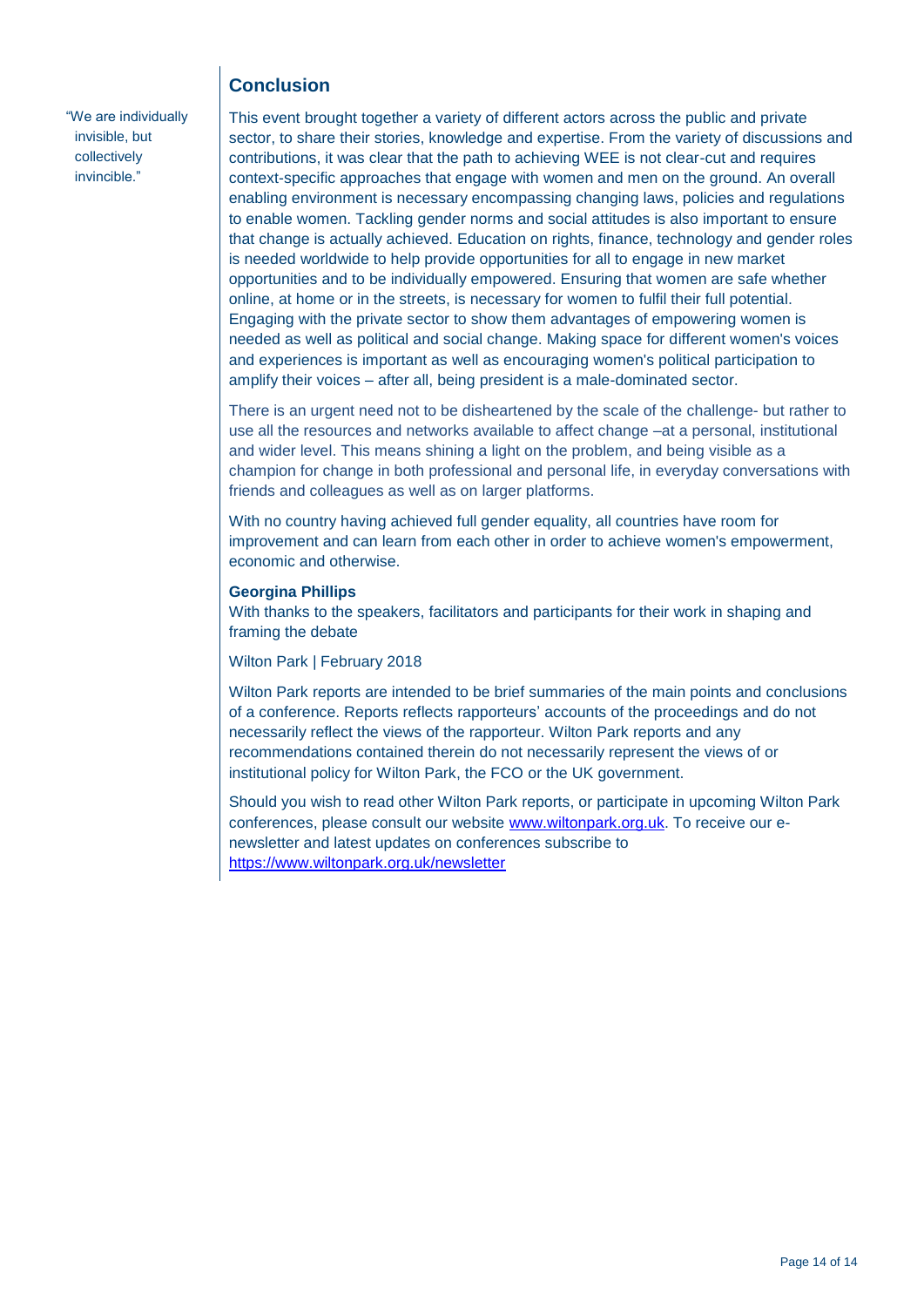## Conclusion

"We are individually invisible, but collectively invincible."

This event brought together a variety of different actors across the public and private sector, to share their stories, knowledge and expertise. From the variety of discussions and contributions, it was clear that the path to achieving WEE is not clear-cut and requires context-specific approaches that engage with women and men on the ground. An overall enabling environment is necessary encompassing changing laws, policies and regulations to enable women. Tackling gender norms and social attitudes is also important to ensure that change is actually achieved. Education on rights, finance, technology and gender roles is needed worldwide to help provide opportunities for all to engage in new market opportunities and to be individually empowered. Ensuring that women are safe whether online, at home or in the streets, is necessary for women to fulfil their full potential. Engaging with the private sector to show them advantages of empowering women is needed as well as political and social change. Making space for different women's voices and experiences is important as well as encouraging women's political participation to amplify their voices – after all, being president is a male-dominated sector.

There is an urgent need not to be disheartened by the scale of the challenge- but rather to use all the resources and networks available to affect change –at a personal, institutional and wider level. This means shining a light on the problem, and being visible as a champion for change in both professional and personal life, in everyday conversations with friends and colleagues as well as on larger platforms.

With no country having achieved full gender equality, all countries have room for improvement and can learn from each other in order to achieve women's empowerment, economic and otherwise.

**Georgina Phillips**
With thanks to the speakers, facilitators and participants for their work in shaping and framing the debate

Wilton Park | February 2018

Wilton Park reports are intended to be brief summaries of the main points and conclusions of a conference. Reports reflects rapporteurs' accounts of the proceedings and do not necessarily reflect the views of the rapporteur. Wilton Park reports and any recommendations contained therein do not necessarily represent the views of or institutional policy for Wilton Park, the FCO or the UK government.

Should you wish to read other Wilton Park reports, or participate in upcoming Wilton Park conferences, please consult our website www.wiltonpark.org.uk. To receive our e-newsletter and latest updates on conferences subscribe to https://www.wiltonpark.org.uk/newsletter